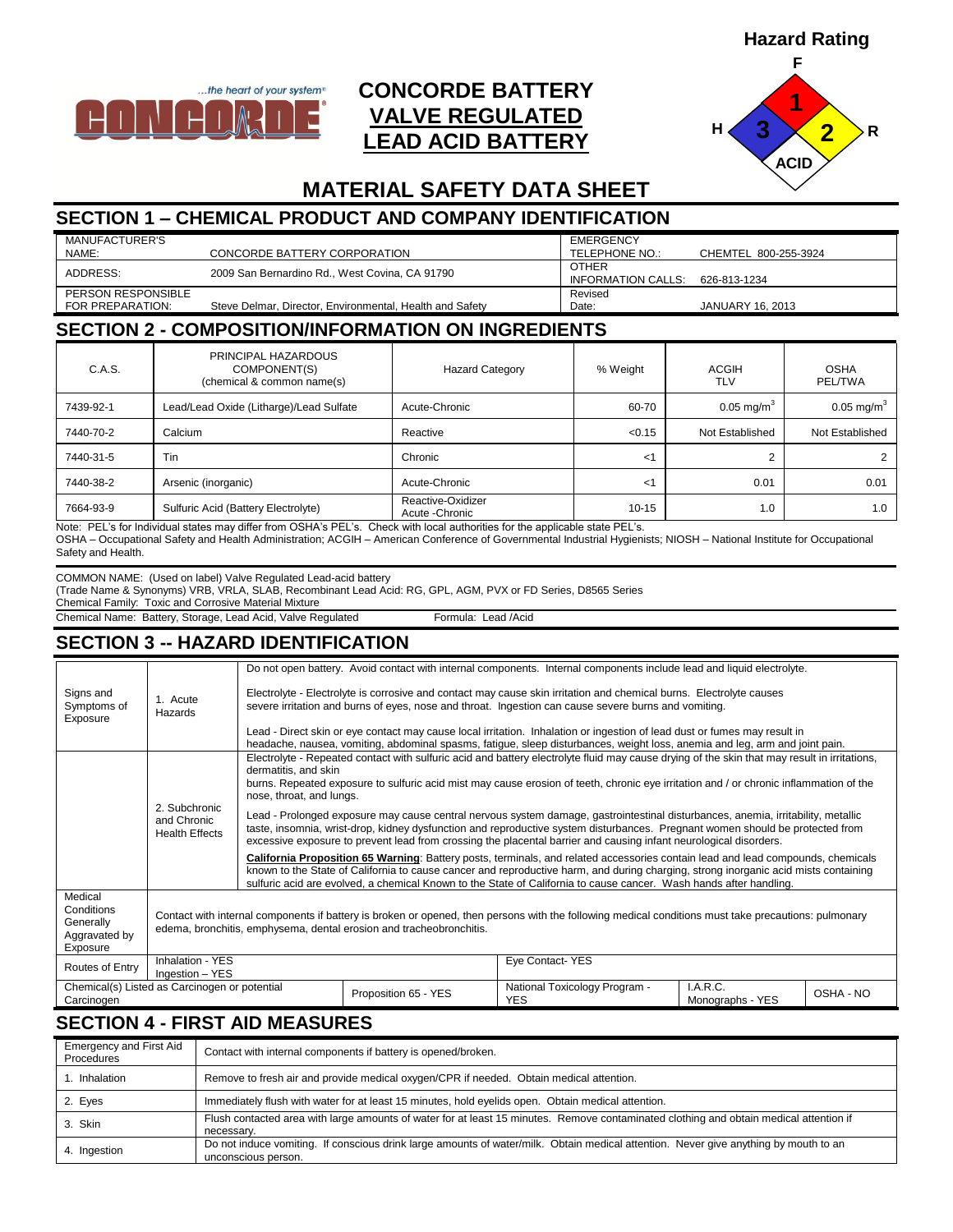# CONCORDE BATTERY VALVE REGULATED LEAD ACID BATTERY

...the heart of your system®

**Hazard Rating**

F: 1
H: 3
R: 2
ACID

## MATERIAL SAFETY DATA SHEET

## SECTION 1 – CHEMICAL PRODUCT AND COMPANY IDENTIFICATION

| | | | |
|---|---|---|---|
| MANUFACTURER'S NAME: | CONCORDE BATTERY CORPORATION | EMERGENCY TELEPHONE NO.: | CHEMTEL 800-255-3924 |
| ADDRESS: | 2009 San Bernardino Rd., West Covina, CA 91790 | OTHER INFORMATION CALLS: | 626-813-1234 |
| PERSON RESPONSIBLE FOR PREPARATION: | Steve Delmar, Director, Environmental, Health and Safety | Revised Date: | JANUARY 16, 2013 |

## SECTION 2 - COMPOSITION/INFORMATION ON INGREDIENTS

| C.A.S. | PRINCIPAL HAZARDOUS COMPONENT(S) (chemical & common name(s) | Hazard Category | % Weight | ACGIH TLV | OSHA PEL/TWA |
|---|---|---|---|---|---|
| 7439-92-1 | Lead/Lead Oxide (Litharge)/Lead Sulfate | Acute-Chronic | 60-70 | 0.05 mg/m$^3$ | 0.05 mg/m$^3$ |
| 7440-70-2 | Calcium | Reactive | <0.15 | Not Established | Not Established |
| 7440-31-5 | Tin | Chronic | <1 | 2 | 2 |
| 7440-38-2 | Arsenic (inorganic) | Acute-Chronic | <1 | 0.01 | 0.01 |
| 7664-93-9 | Sulfuric Acid (Battery Electrolyte) | Reactive-Oxidizer Acute -Chronic | 10-15 | 1.0 | 1.0 |

Note: PEL's for Individual states may differ from OSHA's PEL's. Check with local authorities for the applicable state PEL's.
OSHA – Occupational Safety and Health Administration; ACGIH – American Conference of Governmental Industrial Hygienists; NIOSH – National Institute for Occupational Safety and Health.

COMMON NAME: (Used on label) Valve Regulated Lead-acid battery
(Trade Name & Synonyms) VRB, VRLA, SLAB, Recombinant Lead Acid: RG, GPL, AGM, PVX or FD Series, D8565 Series
Chemical Family: Toxic and Corrosive Material Mixture
Chemical Name: Battery, Storage, Lead Acid, Valve Regulated  Formula: Lead /Acid

## SECTION 3 -- HAZARD IDENTIFICATION

| | | |
|---|---|---|
| Signs and Symptoms of Exposure | 1. Acute Hazards | Do not open battery. Avoid contact with internal components. Internal components include lead and liquid electrolyte.<br><br>Electrolyte - Electrolyte is corrosive and contact may cause skin irritation and chemical burns. Electrolyte causes severe irritation and burns of eyes, nose and throat. Ingestion can cause severe burns and vomiting.<br><br>Lead - Direct skin or eye contact may cause local irritation. Inhalation or ingestion of lead dust or fumes may result in headache, nausea, vomiting, abdominal spasms, fatigue, sleep disturbances, weight loss, anemia and leg, arm and joint pain. |
| | 2. Subchronic and Chronic Health Effects | Electrolyte - Repeated contact with sulfuric acid and battery electrolyte fluid may cause drying of the skin that may result in irritations, dermatitis, and skin burns. Repeated exposure to sulfuric acid mist may cause erosion of teeth, chronic eye irritation and / or chronic inflammation of the nose, throat, and lungs.<br><br>Lead - Prolonged exposure may cause central nervous system damage, gastrointestinal disturbances, anemia, irritability, metallic taste, insomnia, wrist-drop, kidney dysfunction and reproductive system disturbances. Pregnant women should be protected from excessive exposure to prevent lead from crossing the placental barrier and causing infant neurological disorders.<br><br>**California Proposition 65 Warning**: Battery posts, terminals, and related accessories contain lead and lead compounds, chemicals known to the State of California to cause cancer and reproductive harm, and during charging, strong inorganic acid mists containing sulfuric acid are evolved, a chemical Known to the State of California to cause cancer. Wash hands after handling. |
| Medical Conditions Generally Aggravated by Exposure | Contact with internal components if battery is broken or opened, then persons with the following medical conditions must take precautions: pulmonary edema, bronchitis, emphysema, dental erosion and tracheobronchitis. | |
| Routes of Entry | Inhalation - YES<br>Ingestion – YES | Eye Contact- YES |

| Chemical(s) Listed as Carcinogen or potential Carcinogen | Proposition 65 - YES | National Toxicology Program - YES | I.A.R.C. Monographs - YES | OSHA - NO |
|---|---|---|---|---|

## SECTION 4 - FIRST AID MEASURES

| | |
|---|---|
| Emergency and First Aid Procedures | Contact with internal components if battery is opened/broken. |
| 1. Inhalation | Remove to fresh air and provide medical oxygen/CPR if needed. Obtain medical attention. |
| 2. Eyes | Immediately flush with water for at least 15 minutes, hold eyelids open. Obtain medical attention. |
| 3. Skin | Flush contacted area with large amounts of water for at least 15 minutes. Remove contaminated clothing and obtain medical attention if necessary. |
| 4. Ingestion | Do not induce vomiting. If conscious drink large amounts of water/milk. Obtain medical attention. Never give anything by mouth to an unconscious person. |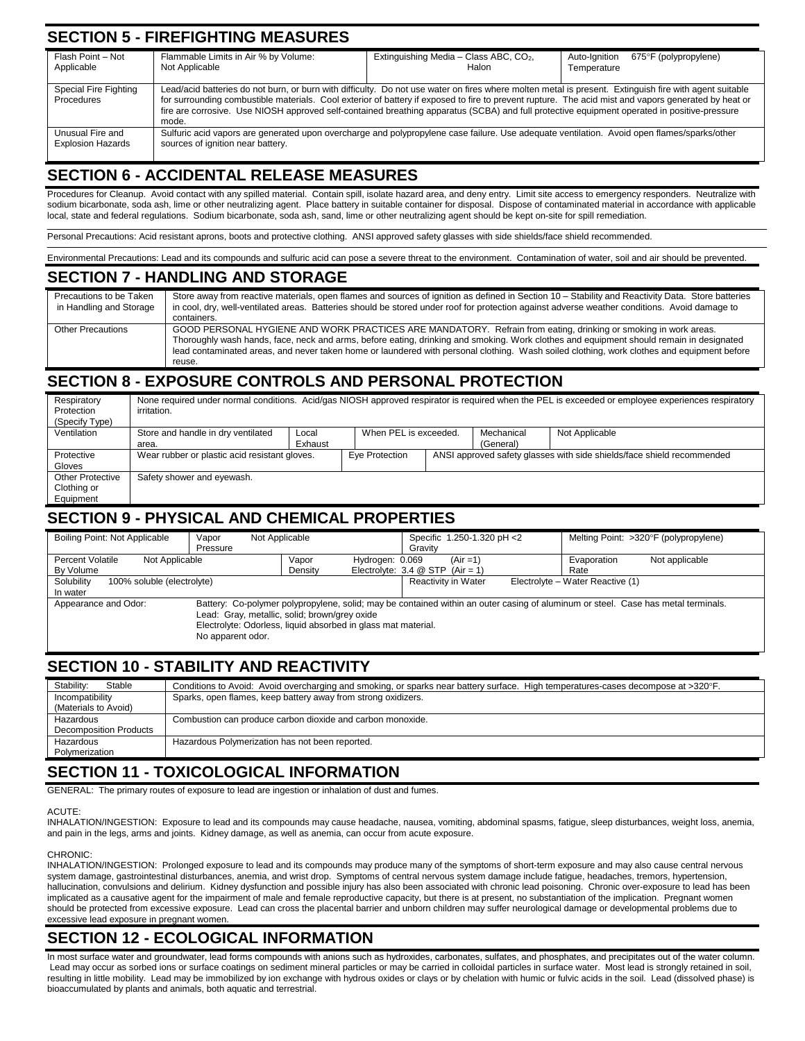## SECTION 5 - FIREFIGHTING MEASURES

| Flash Point – Not Applicable | Flammable Limits in Air % by Volume: Not Applicable | Extinguishing Media – Class ABC, $CO_2$, Halon | Auto-Ignition Temperature 675°F (polypropylene) |
|---|---|---|---|
| Special Fire Fighting Procedures | Lead/acid batteries do not burn, or burn with difficulty. Do not use water on fires where molten metal is present. Extinguish fire with agent suitable for surrounding combustible materials. Cool exterior of battery if exposed to fire to prevent rupture. The acid mist and vapors generated by heat or fire are corrosive. Use NIOSH approved self-contained breathing apparatus (SCBA) and full protective equipment operated in positive-pressure mode. | | |
| Unusual Fire and Explosion Hazards | Sulfuric acid vapors are generated upon overcharge and polypropylene case failure. Use adequate ventilation. Avoid open flames/sparks/other sources of ignition near battery. | | |

## SECTION 6 - ACCIDENTAL RELEASE MEASURES

Procedures for Cleanup. Avoid contact with any spilled material. Contain spill, isolate hazard area, and deny entry. Limit site access to emergency responders. Neutralize with sodium bicarbonate, soda ash, lime or other neutralizing agent. Place battery in suitable container for disposal. Dispose of contaminated material in accordance with applicable local, state and federal regulations. Sodium bicarbonate, soda ash, sand, lime or other neutralizing agent should be kept on-site for spill remediation.

Personal Precautions: Acid resistant aprons, boots and protective clothing. ANSI approved safety glasses with side shields/face shield recommended.

Environmental Precautions: Lead and its compounds and sulfuric acid can pose a severe threat to the environment. Contamination of water, soil and air should be prevented.

## SECTION 7 - HANDLING AND STORAGE

| Precautions to be Taken in Handling and Storage | Store away from reactive materials, open flames and sources of ignition as defined in Section 10 – Stability and Reactivity Data. Store batteries in cool, dry, well-ventilated areas. Batteries should be stored under roof for protection against adverse weather conditions. Avoid damage to containers. |
|---|---|
| Other Precautions | GOOD PERSONAL HYGIENE AND WORK PRACTICES ARE MANDATORY. Refrain from eating, drinking or smoking in work areas. Thoroughly wash hands, face, neck and arms, before eating, drinking and smoking. Work clothes and equipment should remain in designated lead contaminated areas, and never taken home or laundered with personal clothing. Wash soiled clothing, work clothes and equipment before reuse. |

## SECTION 8 - EXPOSURE CONTROLS AND PERSONAL PROTECTION

| Respiratory Protection (Specify Type) | None required under normal conditions. Acid/gas NIOSH approved respirator is required when the PEL is exceeded or employee experiences respiratory irritation. | | | | |
|---|---|---|---|---|---|
| Ventilation | Store and handle in dry ventilated area. | Local Exhaust | When PEL is exceeded. | Mechanical (General) | Not Applicable |
| Protective Gloves | Wear rubber or plastic acid resistant gloves. | Eye Protection | ANSI approved safety glasses with side shields/face shield recommended | | |
| Other Protective Clothing or Equipment | Safety shower and eyewash. | | | | |

## SECTION 9 - PHYSICAL AND CHEMICAL PROPERTIES

| Boiling Point: Not Applicable | Vapor Pressure: Not Applicable | Specific Gravity: 1.250-1.320 pH <2 | Melting Point: >320°F (polypropylene) |
|---|---|---|---|
| Percent Volatile By Volume: Not Applicable | Vapor Density: Hydrogen: 0.069 (Air =1); Electrolyte: 3.4 @ STP (Air = 1) | | Evaporation Rate: Not applicable |
| Solubility In water: 100% soluble (electrolyte) | | Reactivity in Water: Electrolyte – Water Reactive (1) | |
| Appearance and Odor: | Battery: Co-polymer polypropylene, solid; may be contained within an outer casing of aluminum or steel. Case has metal terminals.<br>Lead: Gray, metallic, solid; brown/grey oxide<br>Electrolyte: Odorless, liquid absorbed in glass mat material.<br>No apparent odor. | | |

## SECTION 10 - STABILITY AND REACTIVITY

| Stability: Stable | Conditions to Avoid: Avoid overcharging and smoking, or sparks near battery surface. High temperatures-cases decompose at >320°F. |
|---|---|
| Incompatibility (Materials to Avoid) | Sparks, open flames, keep battery away from strong oxidizers. |
| Hazardous Decomposition Products | Combustion can produce carbon dioxide and carbon monoxide. |
| Hazardous Polymerization | Hazardous Polymerization has not been reported. |

## SECTION 11 - TOXICOLOGICAL INFORMATION

GENERAL: The primary routes of exposure to lead are ingestion or inhalation of dust and fumes.

ACUTE:
INHALATION/INGESTION: Exposure to lead and its compounds may cause headache, nausea, vomiting, abdominal spasms, fatigue, sleep disturbances, weight loss, anemia, and pain in the legs, arms and joints. Kidney damage, as well as anemia, can occur from acute exposure.

CHRONIC:
INHALATION/INGESTION: Prolonged exposure to lead and its compounds may produce many of the symptoms of short-term exposure and may also cause central nervous system damage, gastrointestinal disturbances, anemia, and wrist drop. Symptoms of central nervous system damage include fatigue, headaches, tremors, hypertension, hallucination, convulsions and delirium. Kidney dysfunction and possible injury has also been associated with chronic lead poisoning. Chronic over-exposure to lead has been implicated as a causative agent for the impairment of male and female reproductive capacity, but there is at present, no substantiation of the implication. Pregnant women should be protected from excessive exposure. Lead can cross the placental barrier and unborn children may suffer neurological damage or developmental problems due to excessive lead exposure in pregnant women.

## SECTION 12 - ECOLOGICAL INFORMATION

In most surface water and groundwater, lead forms compounds with anions such as hydroxides, carbonates, sulfates, and phosphates, and precipitates out of the water column. Lead may occur as sorbed ions or surface coatings on sediment mineral particles or may be carried in colloidal particles in surface water. Most lead is strongly retained in soil, resulting in little mobility. Lead may be immobilized by ion exchange with hydrous oxides or clays or by chelation with humic or fulvic acids in the soil. Lead (dissolved phase) is bioaccumulated by plants and animals, both aquatic and terrestrial.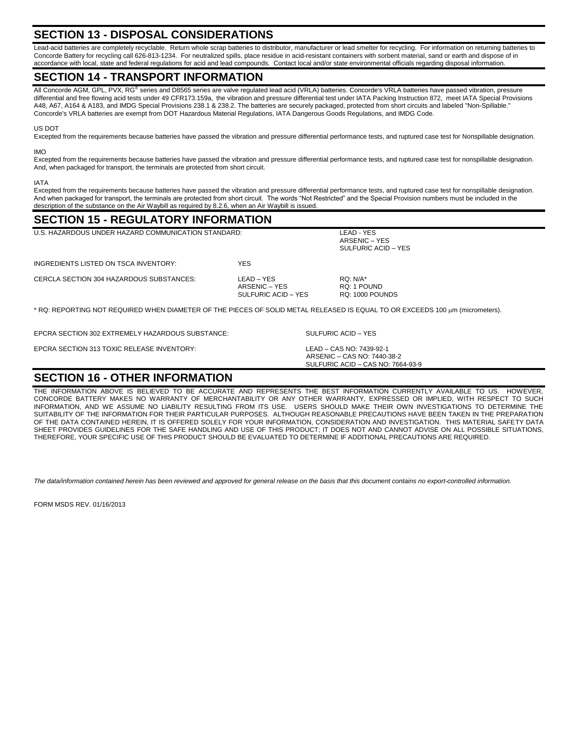## SECTION 13 - DISPOSAL CONSIDERATIONS

Lead-acid batteries are completely recyclable. Return whole scrap batteries to distributor, manufacturer or lead smelter for recycling. For information on returning batteries to Concorde Battery for recycling call 626-813-1234. For neutralized spills, place residue in acid-resistant containers with sorbent material, sand or earth and dispose of in accordance with local, state and federal regulations for acid and lead compounds. Contact local and/or state environmental officials regarding disposal information.

## SECTION 14 - TRANSPORT INFORMATION

All Concorde AGM, GPL, PVX, RG® series and D8565 series are valve regulated lead acid (VRLA) batteries. Concorde's VRLA batteries have passed vibration, pressure differential and free flowing acid tests under 49 CFR173.159a, the vibration and pressure differential test under IATA Packing Instruction 872, meet IATA Special Provisions A48, A67, A164 & A183, and IMDG Special Provisions 238.1 & 238.2. The batteries are securely packaged, protected from short circuits and labeled "Non-Spillable." Concorde's VRLA batteries are exempt from DOT Hazardous Material Regulations, IATA Dangerous Goods Regulations, and IMDG Code.

US DOT

Excepted from the requirements because batteries have passed the vibration and pressure differential performance tests, and ruptured case test for Nonspillable designation.

IMO

Excepted from the requirements because batteries have passed the vibration and pressure differential performance tests, and ruptured case test for nonspillable designation. And, when packaged for transport, the terminals are protected from short circuit.

IATA

Excepted from the requirements because batteries have passed the vibration and pressure differential performance tests, and ruptured case test for nonspillable designation. And when packaged for transport, the terminals are protected from short circuit. The words "Not Restricted" and the Special Provision numbers must be included in the description of the substance on the Air Waybill as required by 8.2.6, when an Air Waybill is issued.

## SECTION 15 - REGULATORY INFORMATION

| | | |
|---|---|---|
| U.S. HAZARDOUS UNDER HAZARD COMMUNICATION STANDARD: | | LEAD - YES<br>ARSENIC – YES<br>SULFURIC ACID – YES |
| INGREDIENTS LISTED ON TSCA INVENTORY: | YES | |
| CERCLA SECTION 304 HAZARDOUS SUBSTANCES: | LEAD – YES<br>ARSENIC – YES<br>SULFURIC ACID – YES | RQ: N/A*<br>RQ: 1 POUND<br>RQ: 1000 POUNDS |

* RQ: REPORTING NOT REQUIRED WHEN DIAMETER OF THE PIECES OF SOLID METAL RELEASED IS EQUAL TO OR EXCEEDS 100 μm (micrometers).

| | |
|---|---|
| EPCRA SECTION 302 EXTREMELY HAZARDOUS SUBSTANCE: | SULFURIC ACID – YES |
| EPCRA SECTION 313 TOXIC RELEASE INVENTORY: | LEAD – CAS NO: 7439-92-1<br>ARSENIC – CAS NO: 7440-38-2<br>SULFURIC ACID – CAS NO: 7664-93-9 |

## SECTION 16 - OTHER INFORMATION

THE INFORMATION ABOVE IS BELIEVED TO BE ACCURATE AND REPRESENTS THE BEST INFORMATION CURRENTLY AVAILABLE TO US. HOWEVER, CONCORDE BATTERY MAKES NO WARRANTY OF MERCHANTABILITY OR ANY OTHER WARRANTY, EXPRESSED OR IMPLIED, WITH RESPECT TO SUCH INFORMATION, AND WE ASSUME NO LIABILITY RESULTING FROM ITS USE. USERS SHOULD MAKE THEIR OWN INVESTIGATIONS TO DETERMINE THE SUITABILITY OF THE INFORMATION FOR THEIR PARTICULAR PURPOSES. ALTHOUGH REASONABLE PRECAUTIONS HAVE BEEN TAKEN IN THE PREPARATION OF THE DATA CONTAINED HEREIN, IT IS OFFERED SOLELY FOR YOUR INFORMATION, CONSIDERATION AND INVESTIGATION. THIS MATERIAL SAFETY DATA SHEET PROVIDES GUIDELINES FOR THE SAFE HANDLING AND USE OF THIS PRODUCT; IT DOES NOT AND CANNOT ADVISE ON ALL POSSIBLE SITUATIONS, THEREFORE, YOUR SPECIFIC USE OF THIS PRODUCT SHOULD BE EVALUATED TO DETERMINE IF ADDITIONAL PRECAUTIONS ARE REQUIRED.

*The data/information contained herein has been reviewed and approved for general release on the basis that this document contains no export-controlled information.*

FORM MSDS REV. 01/16/2013